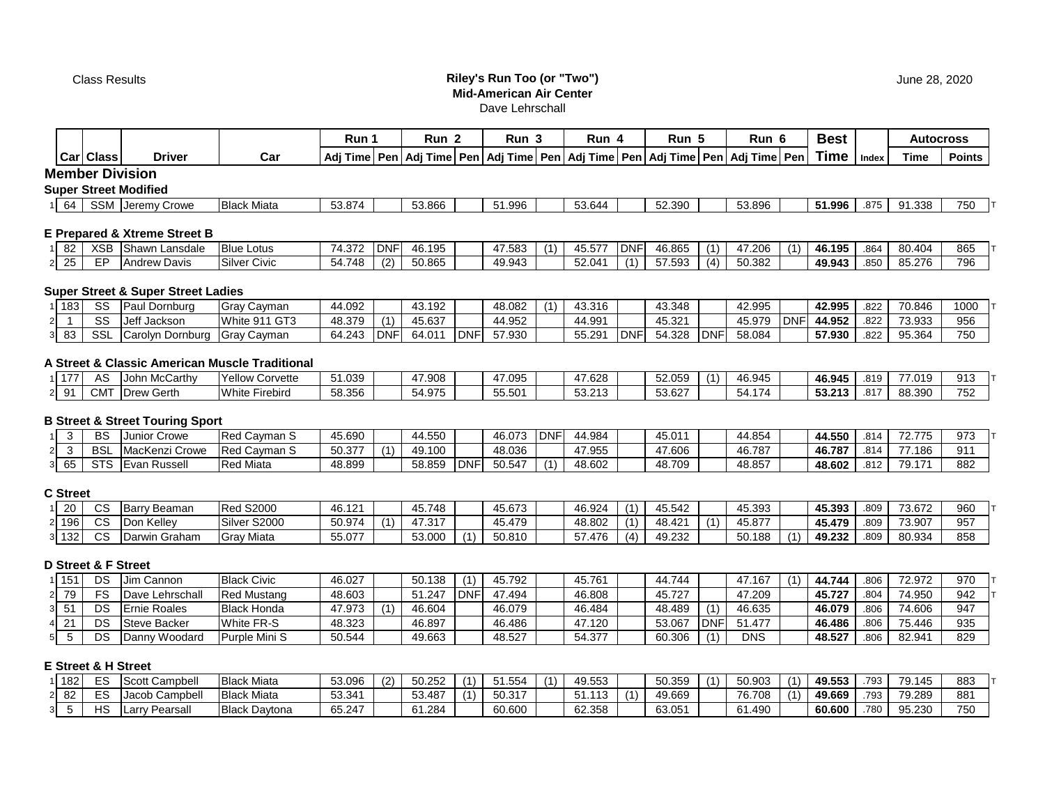Class Results

**Riley's Run Too (or "Two")**
**Mid-American Air Center**
Dave Lehrschall

June 28, 2020

| | Car | Class | Driver | Car | Run 1 Adj Time | Pen | Run 2 Adj Time | Pen | Run 3 Adj Time | Pen | Run 4 Adj Time | Pen | Run 5 Adj Time | Pen | Run 6 Adj Time | Pen | Best Time | Index | Autocross Time | Points | |
|---|---|---|---|---|---|---|---|---|---|---|---|---|---|---|---|---|---|---|---|---|---|
| **Member Division** | | | | | | | | | | | | | | | | | | | | | |
| **Super Street Modified** | | | | | | | | | | | | | | | | | | | | | |
| 1 | 64 | SSM | Jeremy Crowe | Black Miata | 53.874 | | 53.866 | | 51.996 | | 53.644 | | 52.390 | | 53.896 | | **51.996** | .875 | 91.338 | 750 | T |
| **E Prepared & Xtreme Street B** | | | | | | | | | | | | | | | | | | | | | |
| 1 | 82 | XSB | Shawn Lansdale | Blue Lotus | 74.372 | DNF | 46.195 | | 47.583 | (1) | 45.577 | DNF | 46.865 | (1) | 47.206 | (1) | **46.195** | .864 | 80.404 | 865 | T |
| 2 | 25 | EP | Andrew Davis | Silver Civic | 54.748 | (2) | 50.865 | | 49.943 | | 52.041 | (1) | 57.593 | (4) | 50.382 | | **49.943** | .850 | 85.276 | 796 | |
| **Super Street & Super Street Ladies** | | | | | | | | | | | | | | | | | | | | | |
| 1 | 183 | SS | Paul Dornburg | Gray Cayman | 44.092 | | 43.192 | | 48.082 | (1) | 43.316 | | 43.348 | | 42.995 | | **42.995** | .822 | 70.846 | 1000 | T |
| 2 | 1 | SS | Jeff Jackson | White 911 GT3 | 48.379 | (1) | 45.637 | | 44.952 | | 44.991 | | 45.321 | | 45.979 | DNF | **44.952** | .822 | 73.933 | 956 | |
| 3 | 83 | SSL | Carolyn Dornburg | Gray Cayman | 64.243 | DNF | 64.011 | DNF | 57.930 | | 55.291 | DNF | 54.328 | DNF | 58.084 | | **57.930** | .822 | 95.364 | 750 | |
| **A Street & Classic American Muscle Traditional** | | | | | | | | | | | | | | | | | | | | | |
| 1 | 177 | AS | John McCarthy | Yellow Corvette | 51.039 | | 47.908 | | 47.095 | | 47.628 | | 52.059 | (1) | 46.945 | | **46.945** | .819 | 77.019 | 913 | T |
| 2 | 91 | CMT | Drew Gerth | White Firebird | 58.356 | | 54.975 | | 55.501 | | 53.213 | | 53.627 | | 54.174 | | **53.213** | .817 | 88.390 | 752 | |
| **B Street & Street Touring Sport** | | | | | | | | | | | | | | | | | | | | | |
| 1 | 3 | BS | Junior Crowe | Red Cayman S | 45.690 | | 44.550 | | 46.073 | DNF | 44.984 | | 45.011 | | 44.854 | | **44.550** | .814 | 72.775 | 973 | T |
| 2 | 3 | BSL | MacKenzi Crowe | Red Cayman S | 50.377 | (1) | 49.100 | | 48.036 | | 47.955 | | 47.606 | | 46.787 | | **46.787** | .814 | 77.186 | 911 | |
| 3 | 65 | STS | Evan Russell | Red Miata | 48.899 | | 58.859 | DNF | 50.547 | (1) | 48.602 | | 48.709 | | 48.857 | | **48.602** | .812 | 79.171 | 882 | |
| **C Street** | | | | | | | | | | | | | | | | | | | | | |
| 1 | 20 | CS | Barry Beaman | Red S2000 | 46.121 | | 45.748 | | 45.673 | | 46.924 | (1) | 45.542 | | 45.393 | | **45.393** | .809 | 73.672 | 960 | T |
| 2 | 196 | CS | Don Kelley | Silver S2000 | 50.974 | (1) | 47.317 | | 45.479 | | 48.802 | (1) | 48.421 | (1) | 45.877 | | **45.479** | .809 | 73.907 | 957 | |
| 3 | 132 | CS | Darwin Graham | Gray Miata | 55.077 | | 53.000 | (1) | 50.810 | | 57.476 | (4) | 49.232 | | 50.188 | (1) | **49.232** | .809 | 80.934 | 858 | |
| **D Street & F Street** | | | | | | | | | | | | | | | | | | | | | |
| 1 | 151 | DS | Jim Cannon | Black Civic | 46.027 | | 50.138 | (1) | 45.792 | | 45.761 | | 44.744 | | 47.167 | (1) | **44.744** | .806 | 72.972 | 970 | T |
| 2 | 79 | FS | Dave Lehrschall | Red Mustang | 48.603 | | 51.247 | DNF | 47.494 | | 46.808 | | 45.727 | | 47.209 | | **45.727** | .804 | 74.950 | 942 | T |
| 3 | 51 | DS | Ernie Roales | Black Honda | 47.973 | (1) | 46.604 | | 46.079 | | 46.484 | | 48.489 | (1) | 46.635 | | **46.079** | .806 | 74.606 | 947 | |
| 4 | 21 | DS | Steve Backer | White FR-S | 48.323 | | 46.897 | | 46.486 | | 47.120 | | 53.067 | DNF | 51.477 | | **46.486** | .806 | 75.446 | 935 | |
| 5 | 5 | DS | Danny Woodard | Purple Mini S | 50.544 | | 49.663 | | 48.527 | | 54.377 | | 60.306 | (1) | DNS | | **48.527** | .806 | 82.941 | 829 | |
| **E Street & H Street** | | | | | | | | | | | | | | | | | | | | | |
| 1 | 182 | ES | Scott Campbell | Black Miata | 53.096 | (2) | 50.252 | (1) | 51.554 | (1) | 49.553 | | 50.359 | (1) | 50.903 | (1) | **49.553** | .793 | 79.145 | 883 | T |
| 2 | 82 | ES | Jacob Campbell | Black Miata | 53.341 | | 53.487 | (1) | 50.317 | | 51.113 | (1) | 49.669 | | 76.708 | (1) | **49.669** | .793 | 79.289 | 881 | |
| 3 | 5 | HS | Larry Pearsall | Black Daytona | 65.247 | | 61.284 | | 60.600 | | 62.358 | | 63.051 | | 61.490 | | **60.600** | .780 | 95.230 | 750 | |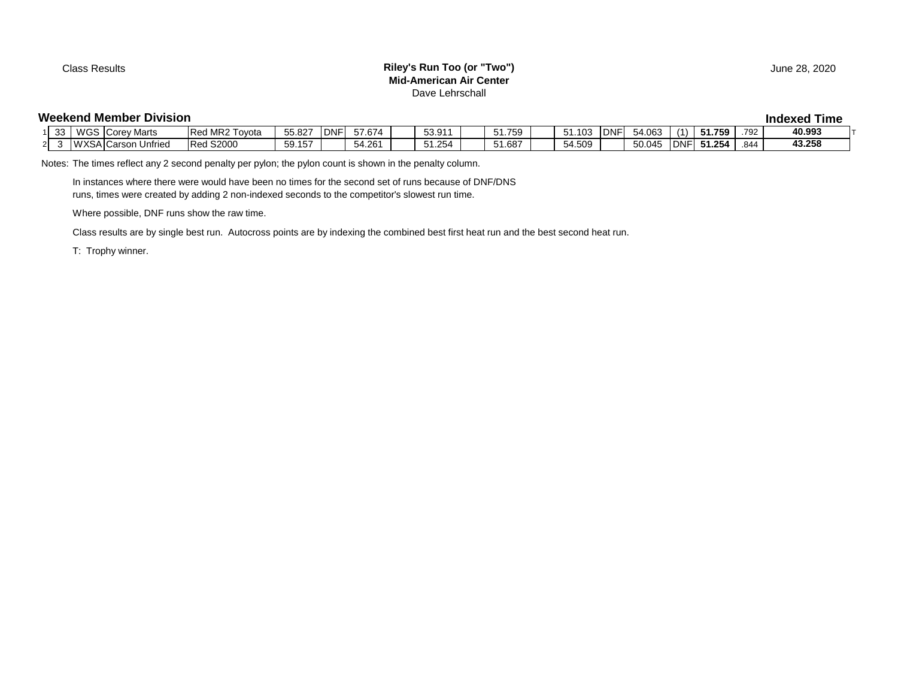Class Results

**Riley's Run Too (or "Two")**
**Mid-American Air Center**
Dave Lehrschall

June 28, 2020

## Weekend Member Division

**Indexed Time**

| | | | | | | | | | | | | | | | | | | | | |
|---|---|---|---|---|---|---|---|---|---|---|---|---|---|---|---|---|---|---|---|---|
| 1 | 33 | WGS | Corey Marts | Red MR2 Toyota | 55.827 | DNF | 57.674 | | 53.911 | | 51.759 | | 51.103 | DNF | 54.063 | (1) | **51.759** | .792 | **40.993** | T |
| 2 | 3 | WXSA | Carson Unfried | Red S2000 | 59.157 | | 54.261 | | 51.254 | | 51.687 | | 54.509 | | 50.045 | DNF | **51.254** | .844 | **43.258** | |

Notes: The times reflect any 2 second penalty per pylon; the pylon count is shown in the penalty column.

In instances where there were would have been no times for the second set of runs because of DNF/DNS runs, times were created by adding 2 non-indexed seconds to the competitor's slowest run time.

Where possible, DNF runs show the raw time.

Class results are by single best run. Autocross points are by indexing the combined best first heat run and the best second heat run.

T: Trophy winner.